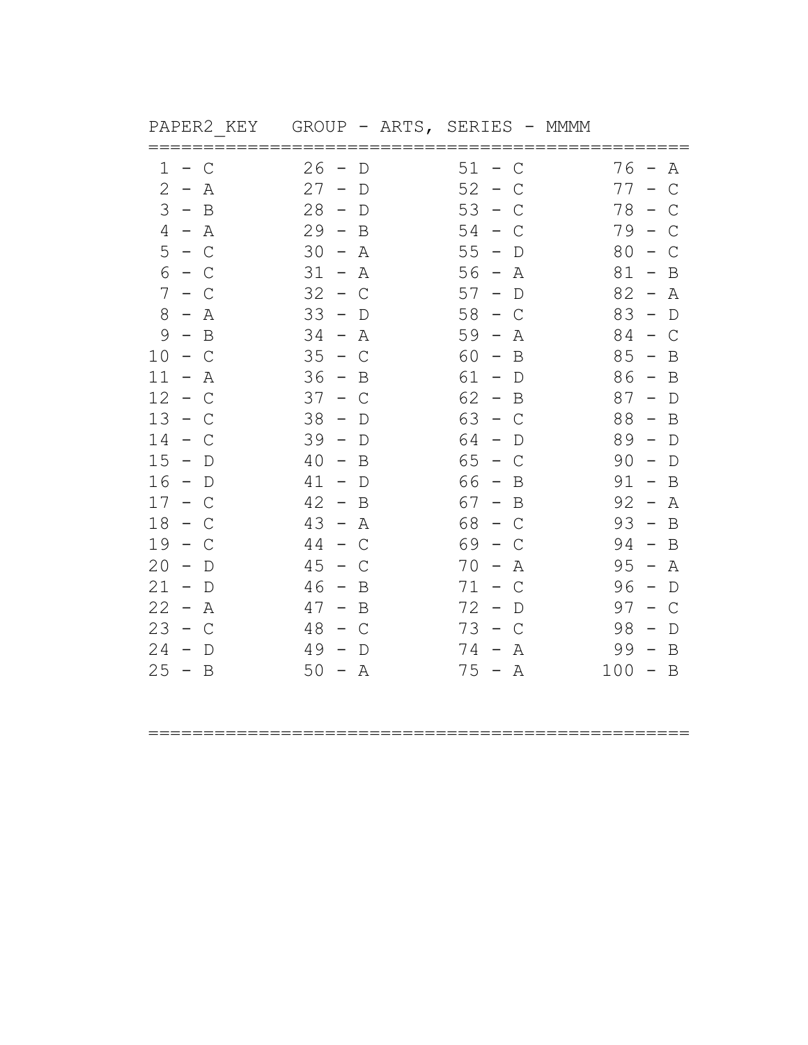PAPER2_KEY   GROUP - ARTS, SERIES - MMMM

| | | | |
|---|---|---|---|
| 1 - C | 26 - D | 51 - C | 76 - A |
| 2 - A | 27 - D | 52 - C | 77 - C |
| 3 - B | 28 - D | 53 - C | 78 - C |
| 4 - A | 29 - B | 54 - C | 79 - C |
| 5 - C | 30 - A | 55 - D | 80 - C |
| 6 - C | 31 - A | 56 - A | 81 - B |
| 7 - C | 32 - C | 57 - D | 82 - A |
| 8 - A | 33 - D | 58 - C | 83 - D |
| 9 - B | 34 - A | 59 - A | 84 - C |
| 10 - C | 35 - C | 60 - B | 85 - B |
| 11 - A | 36 - B | 61 - D | 86 - B |
| 12 - C | 37 - C | 62 - B | 87 - D |
| 13 - C | 38 - D | 63 - C | 88 - B |
| 14 - C | 39 - D | 64 - D | 89 - D |
| 15 - D | 40 - B | 65 - C | 90 - D |
| 16 - D | 41 - D | 66 - B | 91 - B |
| 17 - C | 42 - B | 67 - B | 92 - A |
| 18 - C | 43 - A | 68 - C | 93 - B |
| 19 - C | 44 - C | 69 - C | 94 - B |
| 20 - D | 45 - C | 70 - A | 95 - A |
| 21 - D | 46 - B | 71 - C | 96 - D |
| 22 - A | 47 - B | 72 - D | 97 - C |
| 23 - C | 48 - C | 73 - C | 98 - D |
| 24 - D | 49 - D | 74 - A | 99 - B |
| 25 - B | 50 - A | 75 - A | 100 - B |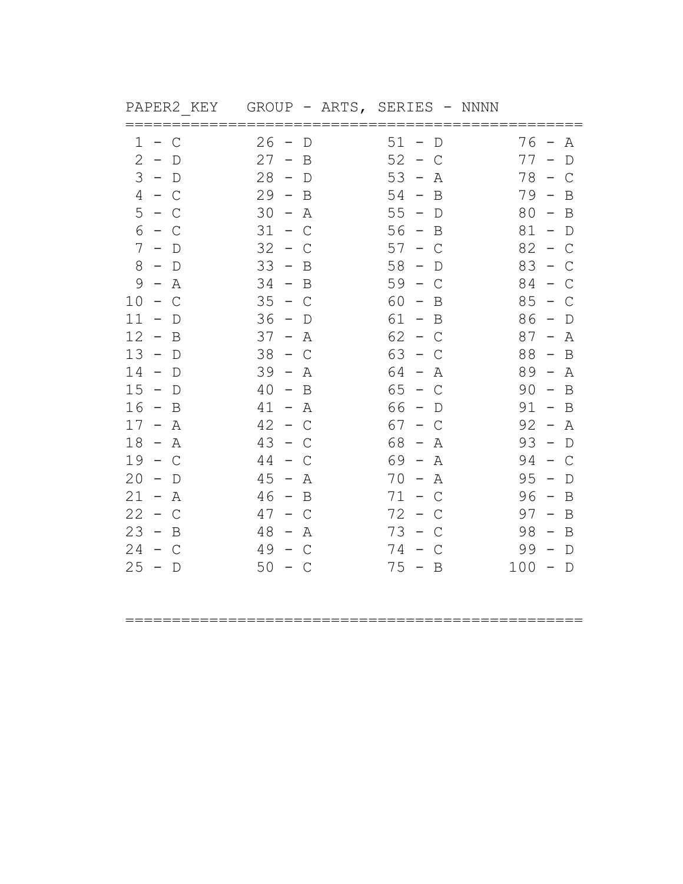PAPER2_KEY   GROUP - ARTS, SERIES - NNNN

| | | | |
|---|---|---|---|
| 1 - C | 26 - D | 51 - D | 76 - A |
| 2 - D | 27 - B | 52 - C | 77 - D |
| 3 - D | 28 - D | 53 - A | 78 - C |
| 4 - C | 29 - B | 54 - B | 79 - B |
| 5 - C | 30 - A | 55 - D | 80 - B |
| 6 - C | 31 - C | 56 - B | 81 - D |
| 7 - D | 32 - C | 57 - C | 82 - C |
| 8 - D | 33 - B | 58 - D | 83 - C |
| 9 - A | 34 - B | 59 - C | 84 - C |
| 10 - C | 35 - C | 60 - B | 85 - C |
| 11 - D | 36 - D | 61 - B | 86 - D |
| 12 - B | 37 - A | 62 - C | 87 - A |
| 13 - D | 38 - C | 63 - C | 88 - B |
| 14 - D | 39 - A | 64 - A | 89 - A |
| 15 - D | 40 - B | 65 - C | 90 - B |
| 16 - B | 41 - A | 66 - D | 91 - B |
| 17 - A | 42 - C | 67 - C | 92 - A |
| 18 - A | 43 - C | 68 - A | 93 - D |
| 19 - C | 44 - C | 69 - A | 94 - C |
| 20 - D | 45 - A | 70 - A | 95 - D |
| 21 - A | 46 - B | 71 - C | 96 - B |
| 22 - C | 47 - C | 72 - C | 97 - B |
| 23 - B | 48 - A | 73 - C | 98 - B |
| 24 - C | 49 - C | 74 - C | 99 - D |
| 25 - D | 50 - C | 75 - B | 100 - D |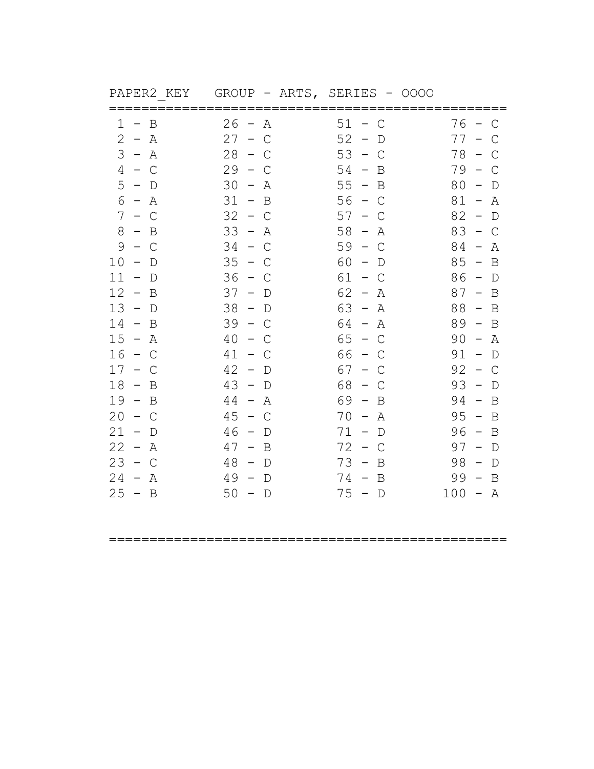PAPER2_KEY   GROUP - ARTS, SERIES - OOOO

| | | | |
|---|---|---|---|
| 1 - B | 26 - A | 51 - C | 76 - C |
| 2 - A | 27 - C | 52 - D | 77 - C |
| 3 - A | 28 - C | 53 - C | 78 - C |
| 4 - C | 29 - C | 54 - B | 79 - C |
| 5 - D | 30 - A | 55 - B | 80 - D |
| 6 - A | 31 - B | 56 - C | 81 - A |
| 7 - C | 32 - C | 57 - C | 82 - D |
| 8 - B | 33 - A | 58 - A | 83 - C |
| 9 - C | 34 - C | 59 - C | 84 - A |
| 10 - D | 35 - C | 60 - D | 85 - B |
| 11 - D | 36 - C | 61 - C | 86 - D |
| 12 - B | 37 - D | 62 - A | 87 - B |
| 13 - D | 38 - D | 63 - A | 88 - B |
| 14 - B | 39 - C | 64 - A | 89 - B |
| 15 - A | 40 - C | 65 - C | 90 - A |
| 16 - C | 41 - C | 66 - C | 91 - D |
| 17 - C | 42 - D | 67 - C | 92 - C |
| 18 - B | 43 - D | 68 - C | 93 - D |
| 19 - B | 44 - A | 69 - B | 94 - B |
| 20 - C | 45 - C | 70 - A | 95 - B |
| 21 - D | 46 - D | 71 - D | 96 - B |
| 22 - A | 47 - B | 72 - C | 97 - D |
| 23 - C | 48 - D | 73 - B | 98 - D |
| 24 - A | 49 - D | 74 - B | 99 - B |
| 25 - B | 50 - D | 75 - D | 100 - A |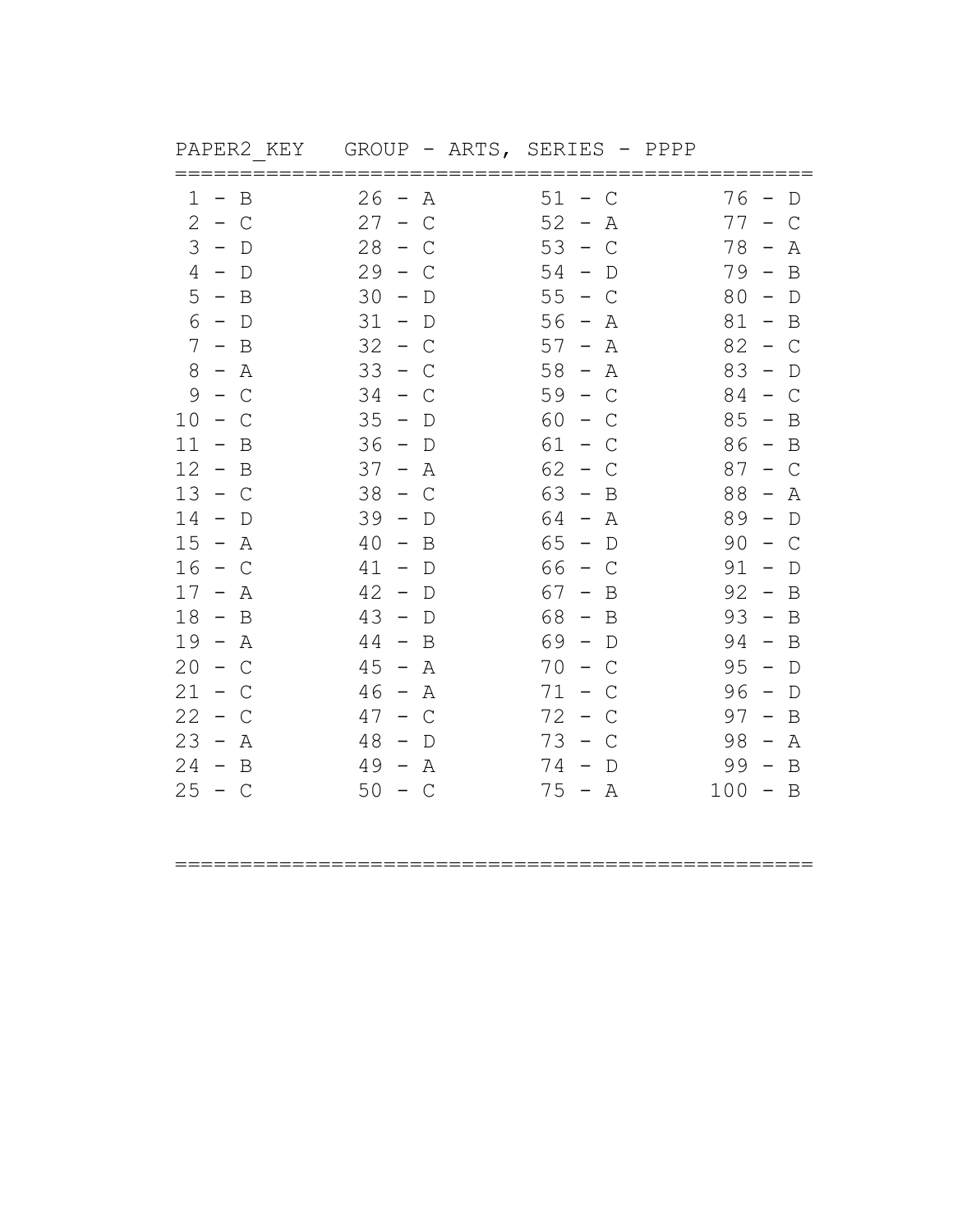PAPER2_KEY GROUP - ARTS, SERIES - PPPP

| | | | |
|---|---|---|---|
| 1 - B | 26 - A | 51 - C | 76 - D |
| 2 - C | 27 - C | 52 - A | 77 - C |
| 3 - D | 28 - C | 53 - C | 78 - A |
| 4 - D | 29 - C | 54 - D | 79 - B |
| 5 - B | 30 - D | 55 - C | 80 - D |
| 6 - D | 31 - D | 56 - A | 81 - B |
| 7 - B | 32 - C | 57 - A | 82 - C |
| 8 - A | 33 - C | 58 - A | 83 - D |
| 9 - C | 34 - C | 59 - C | 84 - C |
| 10 - C | 35 - D | 60 - C | 85 - B |
| 11 - B | 36 - D | 61 - C | 86 - B |
| 12 - B | 37 - A | 62 - C | 87 - C |
| 13 - C | 38 - C | 63 - B | 88 - A |
| 14 - D | 39 - D | 64 - A | 89 - D |
| 15 - A | 40 - B | 65 - D | 90 - C |
| 16 - C | 41 - D | 66 - C | 91 - D |
| 17 - A | 42 - D | 67 - B | 92 - B |
| 18 - B | 43 - D | 68 - B | 93 - B |
| 19 - A | 44 - B | 69 - D | 94 - B |
| 20 - C | 45 - A | 70 - C | 95 - D |
| 21 - C | 46 - A | 71 - C | 96 - D |
| 22 - C | 47 - C | 72 - C | 97 - B |
| 23 - A | 48 - D | 73 - C | 98 - A |
| 24 - B | 49 - A | 74 - D | 99 - B |
| 25 - C | 50 - C | 75 - A | 100 - B |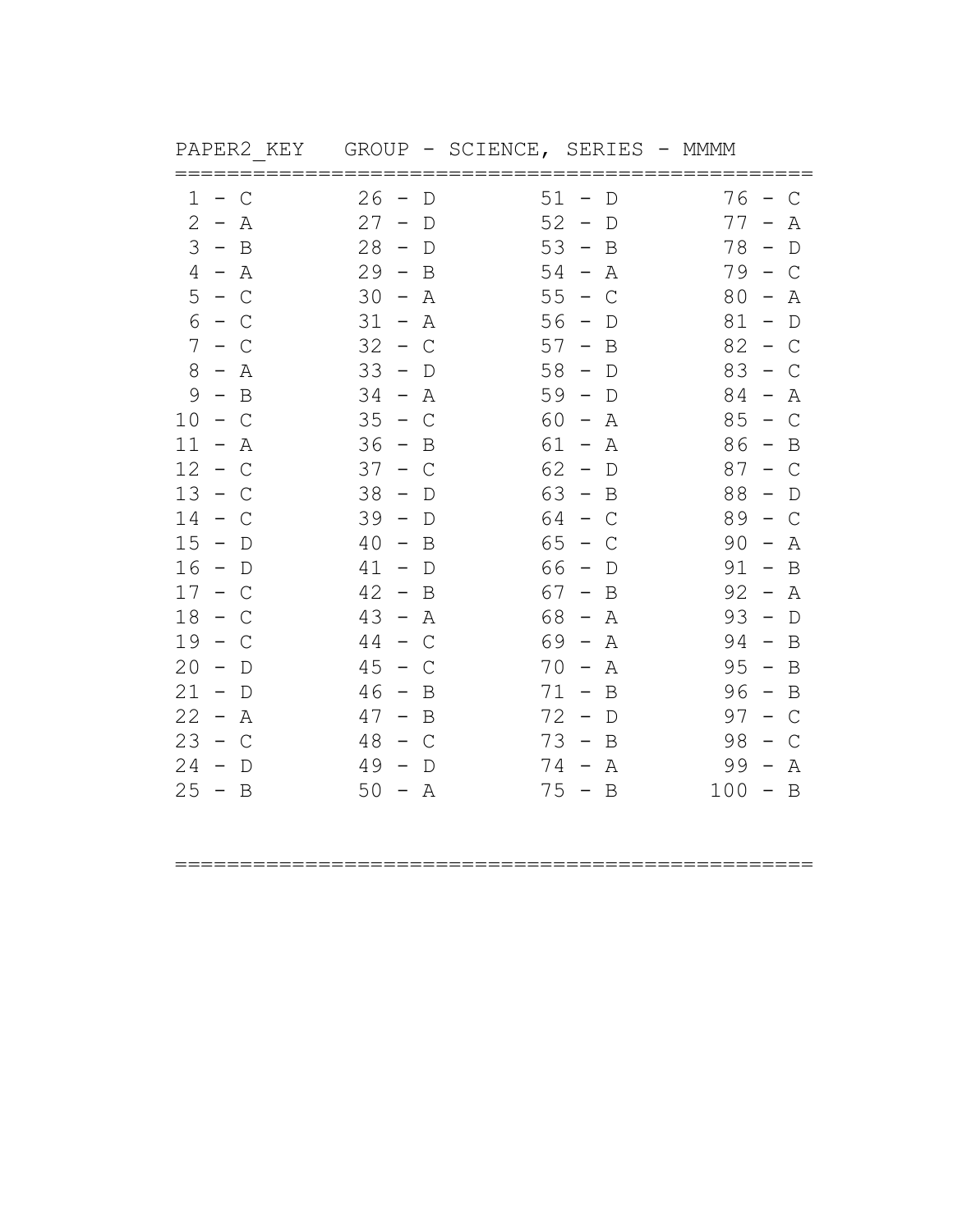PAPER2_KEY   GROUP - SCIENCE, SERIES - MMMM

| | | | |
|---|---|---|---|
| 1 - C | 26 - D | 51 - D | 76 - C |
| 2 - A | 27 - D | 52 - D | 77 - A |
| 3 - B | 28 - D | 53 - B | 78 - D |
| 4 - A | 29 - B | 54 - A | 79 - C |
| 5 - C | 30 - A | 55 - C | 80 - A |
| 6 - C | 31 - A | 56 - D | 81 - D |
| 7 - C | 32 - C | 57 - B | 82 - C |
| 8 - A | 33 - D | 58 - D | 83 - C |
| 9 - B | 34 - A | 59 - D | 84 - A |
| 10 - C | 35 - C | 60 - A | 85 - C |
| 11 - A | 36 - B | 61 - A | 86 - B |
| 12 - C | 37 - C | 62 - D | 87 - C |
| 13 - C | 38 - D | 63 - B | 88 - D |
| 14 - C | 39 - D | 64 - C | 89 - C |
| 15 - D | 40 - B | 65 - C | 90 - A |
| 16 - D | 41 - D | 66 - D | 91 - B |
| 17 - C | 42 - B | 67 - B | 92 - A |
| 18 - C | 43 - A | 68 - A | 93 - D |
| 19 - C | 44 - C | 69 - A | 94 - B |
| 20 - D | 45 - C | 70 - A | 95 - B |
| 21 - D | 46 - B | 71 - B | 96 - B |
| 22 - A | 47 - B | 72 - D | 97 - C |
| 23 - C | 48 - C | 73 - B | 98 - C |
| 24 - D | 49 - D | 74 - A | 99 - A |
| 25 - B | 50 - A | 75 - B | 100 - B |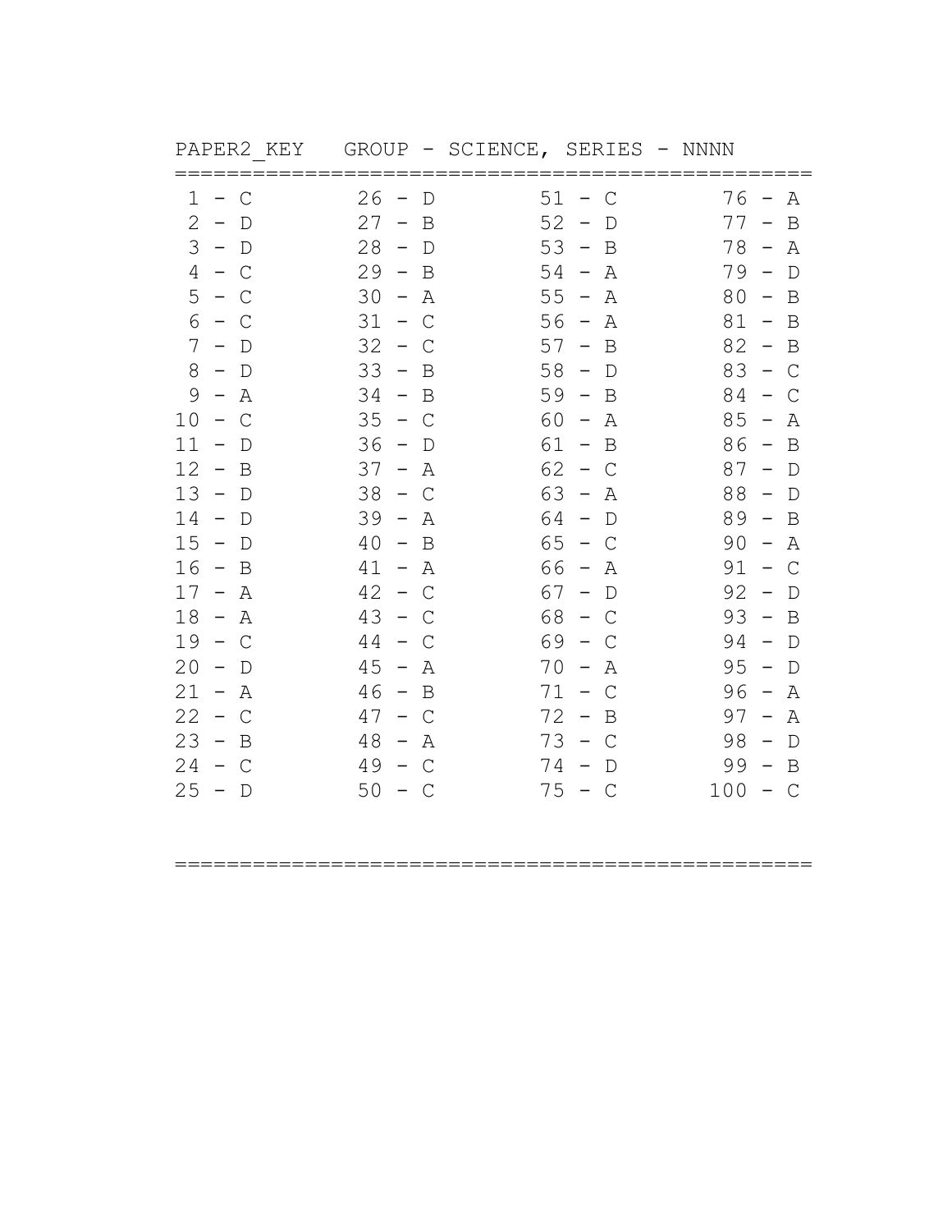PAPER2_KEY   GROUP - SCIENCE, SERIES - NNNN

| | | | |
|---|---|---|---|
| 1 - C | 26 - D | 51 - C | 76 - A |
| 2 - D | 27 - B | 52 - D | 77 - B |
| 3 - D | 28 - D | 53 - B | 78 - A |
| 4 - C | 29 - B | 54 - A | 79 - D |
| 5 - C | 30 - A | 55 - A | 80 - B |
| 6 - C | 31 - C | 56 - A | 81 - B |
| 7 - D | 32 - C | 57 - B | 82 - B |
| 8 - D | 33 - B | 58 - D | 83 - C |
| 9 - A | 34 - B | 59 - B | 84 - C |
| 10 - C | 35 - C | 60 - A | 85 - A |
| 11 - D | 36 - D | 61 - B | 86 - B |
| 12 - B | 37 - A | 62 - C | 87 - D |
| 13 - D | 38 - C | 63 - A | 88 - D |
| 14 - D | 39 - A | 64 - D | 89 - B |
| 15 - D | 40 - B | 65 - C | 90 - A |
| 16 - B | 41 - A | 66 - A | 91 - C |
| 17 - A | 42 - C | 67 - D | 92 - D |
| 18 - A | 43 - C | 68 - C | 93 - B |
| 19 - C | 44 - C | 69 - C | 94 - D |
| 20 - D | 45 - A | 70 - A | 95 - D |
| 21 - A | 46 - B | 71 - C | 96 - A |
| 22 - C | 47 - C | 72 - B | 97 - A |
| 23 - B | 48 - A | 73 - C | 98 - D |
| 24 - C | 49 - C | 74 - D | 99 - B |
| 25 - D | 50 - C | 75 - C | 100 - C |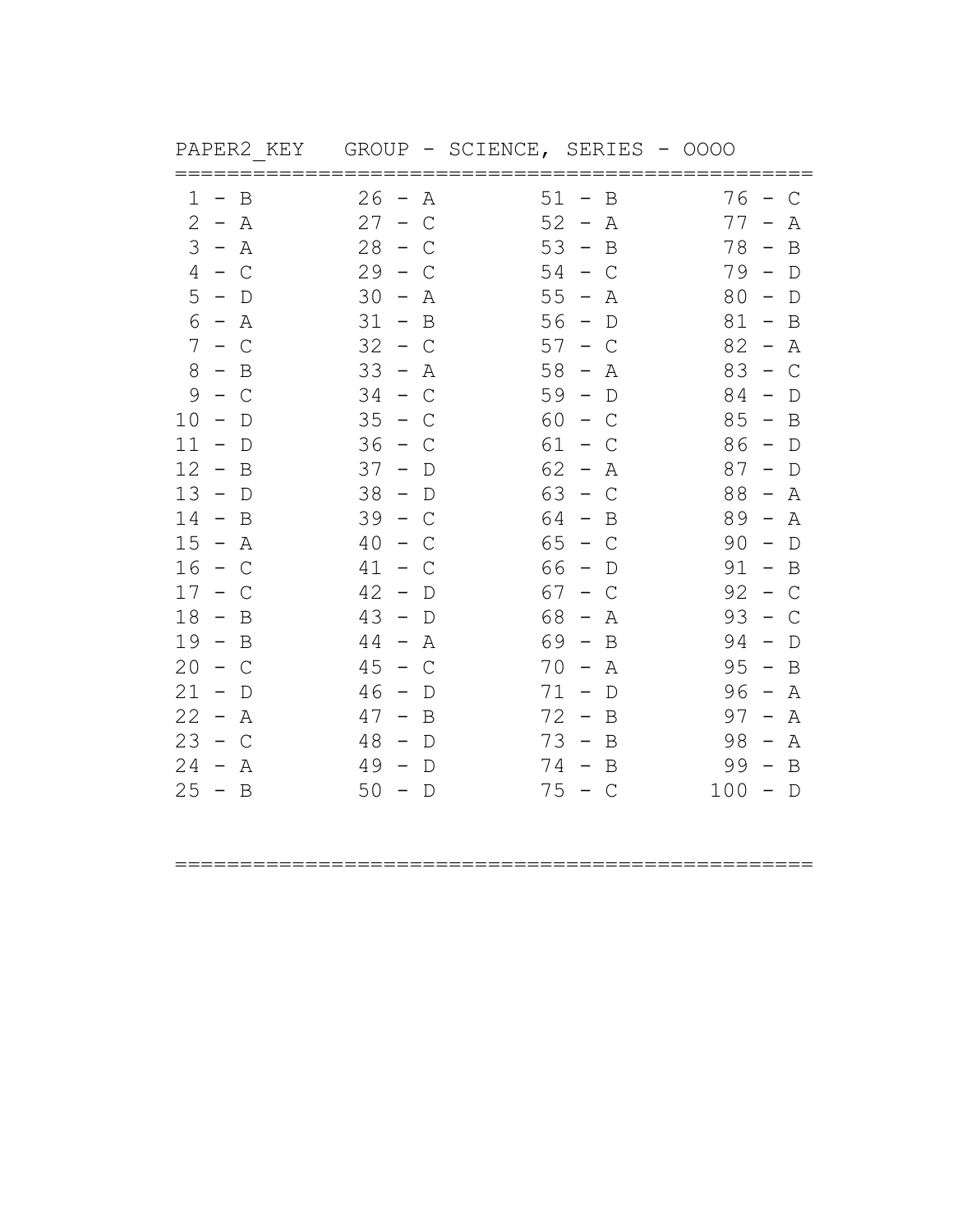PAPER2_KEY   GROUP - SCIENCE, SERIES - OOOO

| | | | |
|---|---|---|---|
| 1 - B | 26 - A | 51 - B | 76 - C |
| 2 - A | 27 - C | 52 - A | 77 - A |
| 3 - A | 28 - C | 53 - B | 78 - B |
| 4 - C | 29 - C | 54 - C | 79 - D |
| 5 - D | 30 - A | 55 - A | 80 - D |
| 6 - A | 31 - B | 56 - D | 81 - B |
| 7 - C | 32 - C | 57 - C | 82 - A |
| 8 - B | 33 - A | 58 - A | 83 - C |
| 9 - C | 34 - C | 59 - D | 84 - D |
| 10 - D | 35 - C | 60 - C | 85 - B |
| 11 - D | 36 - C | 61 - C | 86 - D |
| 12 - B | 37 - D | 62 - A | 87 - D |
| 13 - D | 38 - D | 63 - C | 88 - A |
| 14 - B | 39 - C | 64 - B | 89 - A |
| 15 - A | 40 - C | 65 - C | 90 - D |
| 16 - C | 41 - C | 66 - D | 91 - B |
| 17 - C | 42 - D | 67 - C | 92 - C |
| 18 - B | 43 - D | 68 - A | 93 - C |
| 19 - B | 44 - A | 69 - B | 94 - D |
| 20 - C | 45 - C | 70 - A | 95 - B |
| 21 - D | 46 - D | 71 - D | 96 - A |
| 22 - A | 47 - B | 72 - B | 97 - A |
| 23 - C | 48 - D | 73 - B | 98 - A |
| 24 - A | 49 - D | 74 - B | 99 - B |
| 25 - B | 50 - D | 75 - C | 100 - D |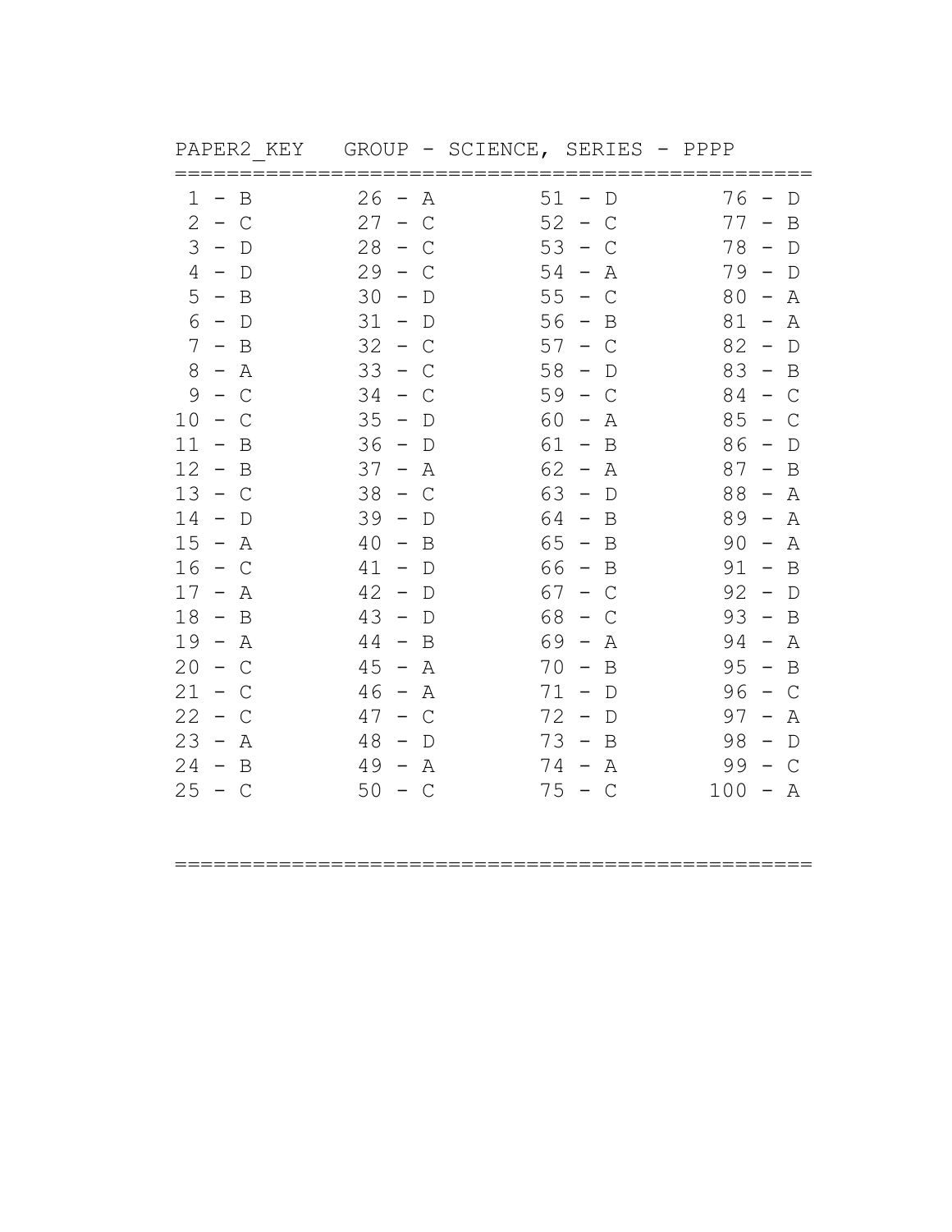PAPER2_KEY   GROUP - SCIENCE, SERIES - PPPP

==================================================

| | | | |
|---|---|---|---|
| 1 - B | 26 - A | 51 - D | 76 - D |
| 2 - C | 27 - C | 52 - C | 77 - B |
| 3 - D | 28 - C | 53 - C | 78 - D |
| 4 - D | 29 - C | 54 - A | 79 - D |
| 5 - B | 30 - D | 55 - C | 80 - A |
| 6 - D | 31 - D | 56 - B | 81 - A |
| 7 - B | 32 - C | 57 - C | 82 - D |
| 8 - A | 33 - C | 58 - D | 83 - B |
| 9 - C | 34 - C | 59 - C | 84 - C |
| 10 - C | 35 - D | 60 - A | 85 - C |
| 11 - B | 36 - D | 61 - B | 86 - D |
| 12 - B | 37 - A | 62 - A | 87 - B |
| 13 - C | 38 - C | 63 - D | 88 - A |
| 14 - D | 39 - D | 64 - B | 89 - A |
| 15 - A | 40 - B | 65 - B | 90 - A |
| 16 - C | 41 - D | 66 - B | 91 - B |
| 17 - A | 42 - D | 67 - C | 92 - D |
| 18 - B | 43 - D | 68 - C | 93 - B |
| 19 - A | 44 - B | 69 - A | 94 - A |
| 20 - C | 45 - A | 70 - B | 95 - B |
| 21 - C | 46 - A | 71 - D | 96 - C |
| 22 - C | 47 - C | 72 - D | 97 - A |
| 23 - A | 48 - D | 73 - B | 98 - D |
| 24 - B | 49 - A | 74 - A | 99 - C |
| 25 - C | 50 - C | 75 - C | 100 - A |

==================================================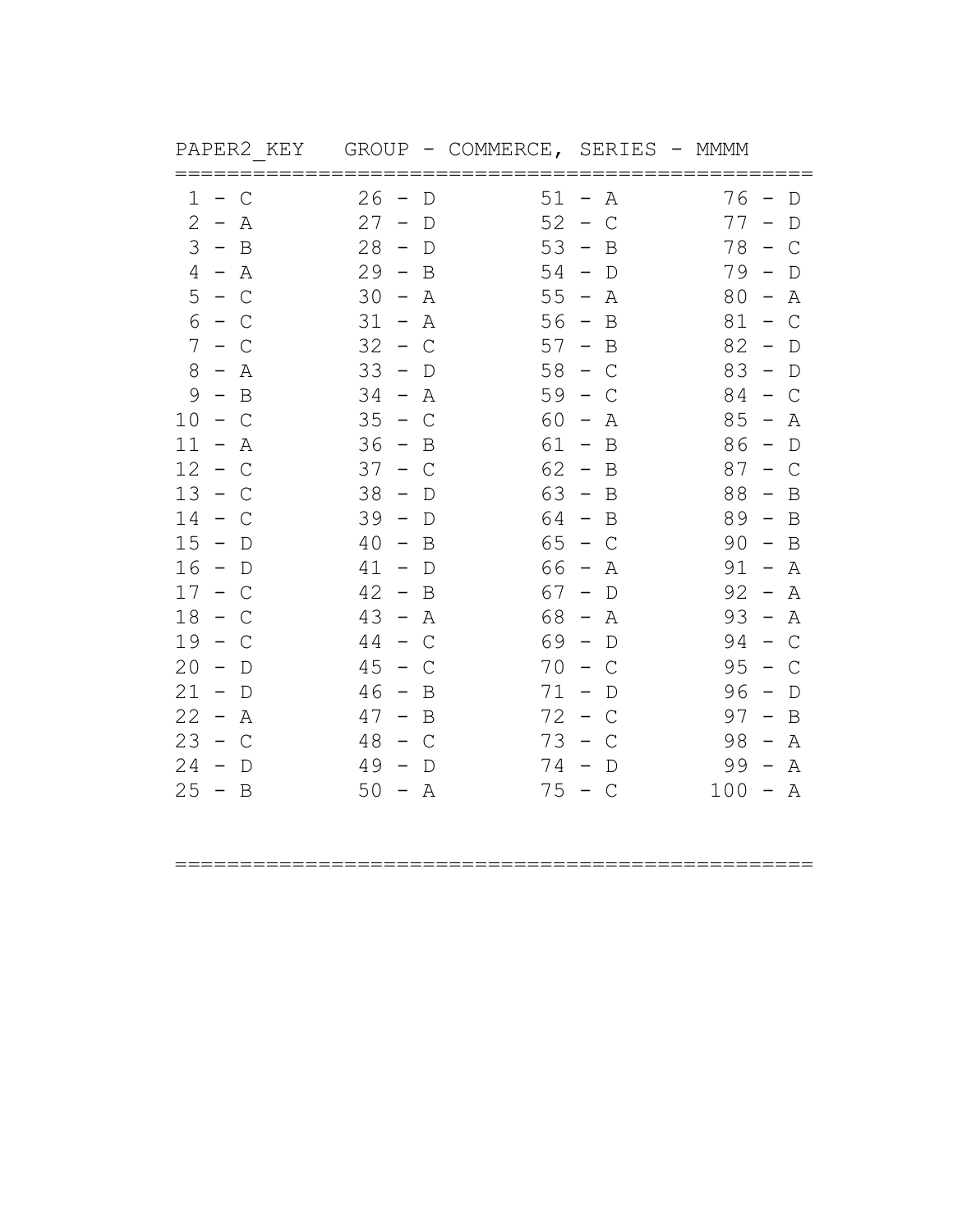PAPER2_KEY   GROUP - COMMERCE, SERIES - MMMM

| | | | |
|---|---|---|---|
| 1 - C | 26 - D | 51 - A | 76 - D |
| 2 - A | 27 - D | 52 - C | 77 - D |
| 3 - B | 28 - D | 53 - B | 78 - C |
| 4 - A | 29 - B | 54 - D | 79 - D |
| 5 - C | 30 - A | 55 - A | 80 - A |
| 6 - C | 31 - A | 56 - B | 81 - C |
| 7 - C | 32 - C | 57 - B | 82 - D |
| 8 - A | 33 - D | 58 - C | 83 - D |
| 9 - B | 34 - A | 59 - C | 84 - C |
| 10 - C | 35 - C | 60 - A | 85 - A |
| 11 - A | 36 - B | 61 - B | 86 - D |
| 12 - C | 37 - C | 62 - B | 87 - C |
| 13 - C | 38 - D | 63 - B | 88 - B |
| 14 - C | 39 - D | 64 - B | 89 - B |
| 15 - D | 40 - B | 65 - C | 90 - B |
| 16 - D | 41 - D | 66 - A | 91 - A |
| 17 - C | 42 - B | 67 - D | 92 - A |
| 18 - C | 43 - A | 68 - A | 93 - A |
| 19 - C | 44 - C | 69 - D | 94 - C |
| 20 - D | 45 - C | 70 - C | 95 - C |
| 21 - D | 46 - B | 71 - D | 96 - D |
| 22 - A | 47 - B | 72 - C | 97 - B |
| 23 - C | 48 - C | 73 - C | 98 - A |
| 24 - D | 49 - D | 74 - D | 99 - A |
| 25 - B | 50 - A | 75 - C | 100 - A |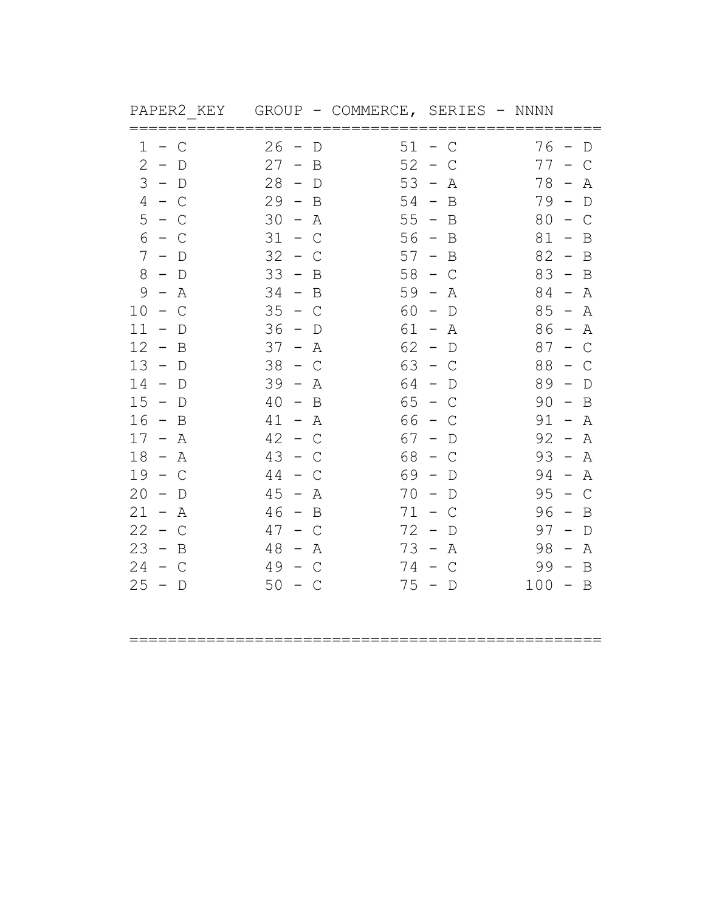PAPER2_KEY GROUP - COMMERCE, SERIES - NNNN

| | | | |
|---|---|---|---|
| 1 - C | 26 - D | 51 - C | 76 - D |
| 2 - D | 27 - B | 52 - C | 77 - C |
| 3 - D | 28 - D | 53 - A | 78 - A |
| 4 - C | 29 - B | 54 - B | 79 - D |
| 5 - C | 30 - A | 55 - B | 80 - C |
| 6 - C | 31 - C | 56 - B | 81 - B |
| 7 - D | 32 - C | 57 - B | 82 - B |
| 8 - D | 33 - B | 58 - C | 83 - B |
| 9 - A | 34 - B | 59 - A | 84 - A |
| 10 - C | 35 - C | 60 - D | 85 - A |
| 11 - D | 36 - D | 61 - A | 86 - A |
| 12 - B | 37 - A | 62 - D | 87 - C |
| 13 - D | 38 - C | 63 - C | 88 - C |
| 14 - D | 39 - A | 64 - D | 89 - D |
| 15 - D | 40 - B | 65 - C | 90 - B |
| 16 - B | 41 - A | 66 - C | 91 - A |
| 17 - A | 42 - C | 67 - D | 92 - A |
| 18 - A | 43 - C | 68 - C | 93 - A |
| 19 - C | 44 - C | 69 - D | 94 - A |
| 20 - D | 45 - A | 70 - D | 95 - C |
| 21 - A | 46 - B | 71 - C | 96 - B |
| 22 - C | 47 - C | 72 - D | 97 - D |
| 23 - B | 48 - A | 73 - A | 98 - A |
| 24 - C | 49 - C | 74 - C | 99 - B |
| 25 - D | 50 - C | 75 - D | 100 - B |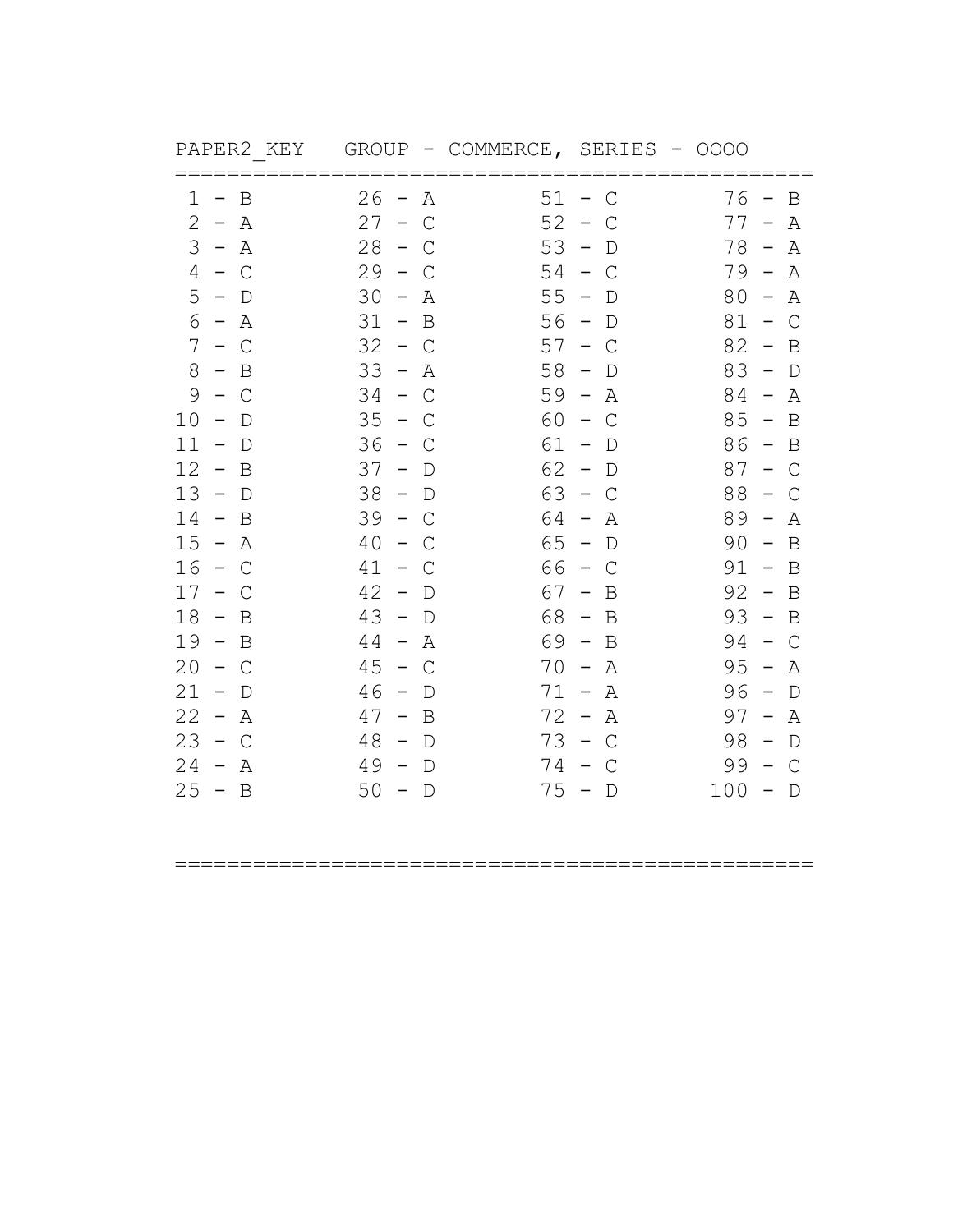PAPER2_KEY GROUP - COMMERCE, SERIES - OOOO

| | | | |
|---|---|---|---|
| 1 - B | 26 - A | 51 - C | 76 - B |
| 2 - A | 27 - C | 52 - C | 77 - A |
| 3 - A | 28 - C | 53 - D | 78 - A |
| 4 - C | 29 - C | 54 - C | 79 - A |
| 5 - D | 30 - A | 55 - D | 80 - A |
| 6 - A | 31 - B | 56 - D | 81 - C |
| 7 - C | 32 - C | 57 - C | 82 - B |
| 8 - B | 33 - A | 58 - D | 83 - D |
| 9 - C | 34 - C | 59 - A | 84 - A |
| 10 - D | 35 - C | 60 - C | 85 - B |
| 11 - D | 36 - C | 61 - D | 86 - B |
| 12 - B | 37 - D | 62 - D | 87 - C |
| 13 - D | 38 - D | 63 - C | 88 - C |
| 14 - B | 39 - C | 64 - A | 89 - A |
| 15 - A | 40 - C | 65 - D | 90 - B |
| 16 - C | 41 - C | 66 - C | 91 - B |
| 17 - C | 42 - D | 67 - B | 92 - B |
| 18 - B | 43 - D | 68 - B | 93 - B |
| 19 - B | 44 - A | 69 - B | 94 - C |
| 20 - C | 45 - C | 70 - A | 95 - A |
| 21 - D | 46 - D | 71 - A | 96 - D |
| 22 - A | 47 - B | 72 - A | 97 - A |
| 23 - C | 48 - D | 73 - C | 98 - D |
| 24 - A | 49 - D | 74 - C | 99 - C |
| 25 - B | 50 - D | 75 - D | 100 - D |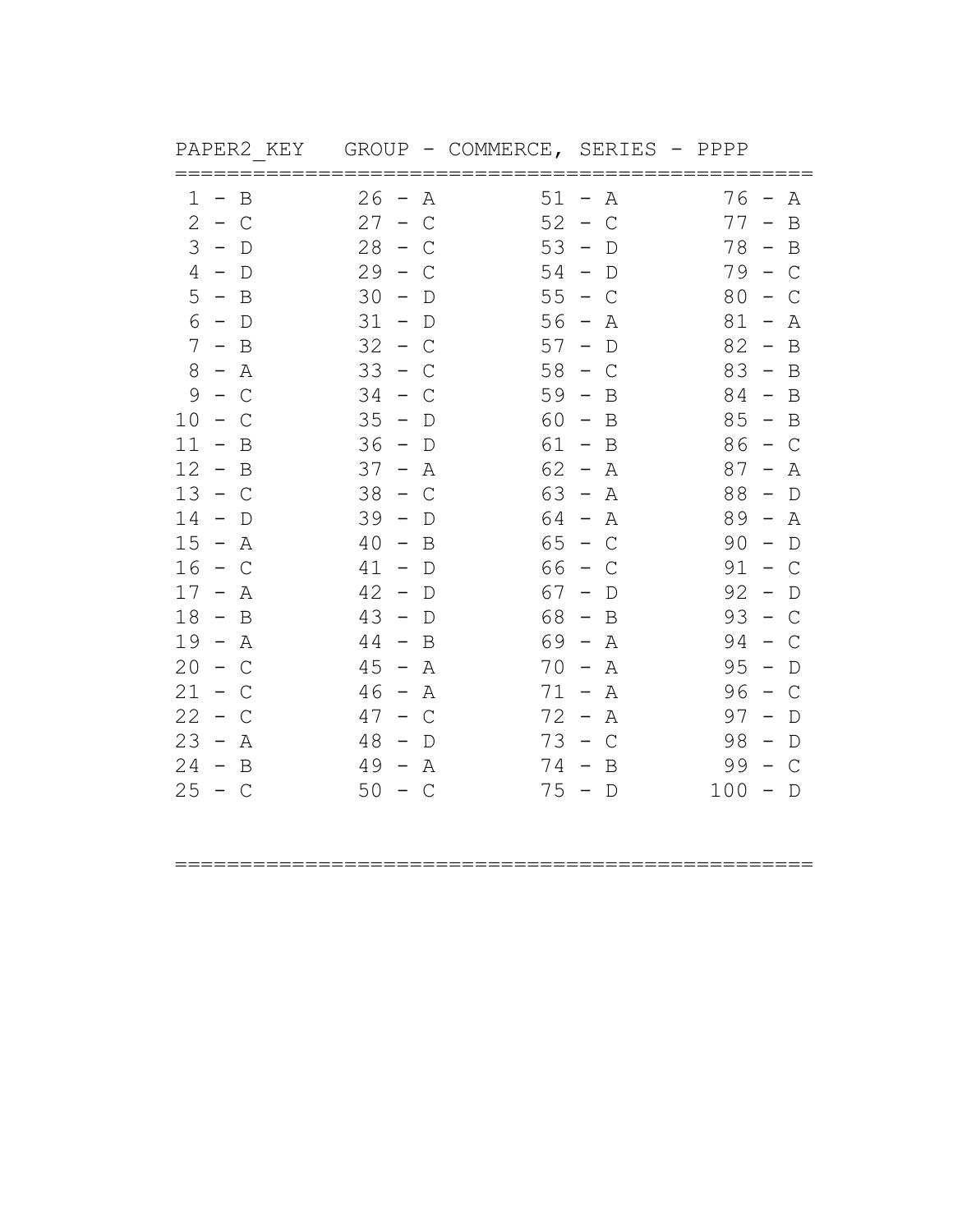PAPER2_KEY GROUP - COMMERCE, SERIES - PPPP

| | | | |
|---|---|---|---|
| 1 - B | 26 - A | 51 - A | 76 - A |
| 2 - C | 27 - C | 52 - C | 77 - B |
| 3 - D | 28 - C | 53 - D | 78 - B |
| 4 - D | 29 - C | 54 - D | 79 - C |
| 5 - B | 30 - D | 55 - C | 80 - C |
| 6 - D | 31 - D | 56 - A | 81 - A |
| 7 - B | 32 - C | 57 - D | 82 - B |
| 8 - A | 33 - C | 58 - C | 83 - B |
| 9 - C | 34 - C | 59 - B | 84 - B |
| 10 - C | 35 - D | 60 - B | 85 - B |
| 11 - B | 36 - D | 61 - B | 86 - C |
| 12 - B | 37 - A | 62 - A | 87 - A |
| 13 - C | 38 - C | 63 - A | 88 - D |
| 14 - D | 39 - D | 64 - A | 89 - A |
| 15 - A | 40 - B | 65 - C | 90 - D |
| 16 - C | 41 - D | 66 - C | 91 - C |
| 17 - A | 42 - D | 67 - D | 92 - D |
| 18 - B | 43 - D | 68 - B | 93 - C |
| 19 - A | 44 - B | 69 - A | 94 - C |
| 20 - C | 45 - A | 70 - A | 95 - D |
| 21 - C | 46 - A | 71 - A | 96 - C |
| 22 - C | 47 - C | 72 - A | 97 - D |
| 23 - A | 48 - D | 73 - C | 98 - D |
| 24 - B | 49 - A | 74 - B | 99 - C |
| 25 - C | 50 - C | 75 - D | 100 - D |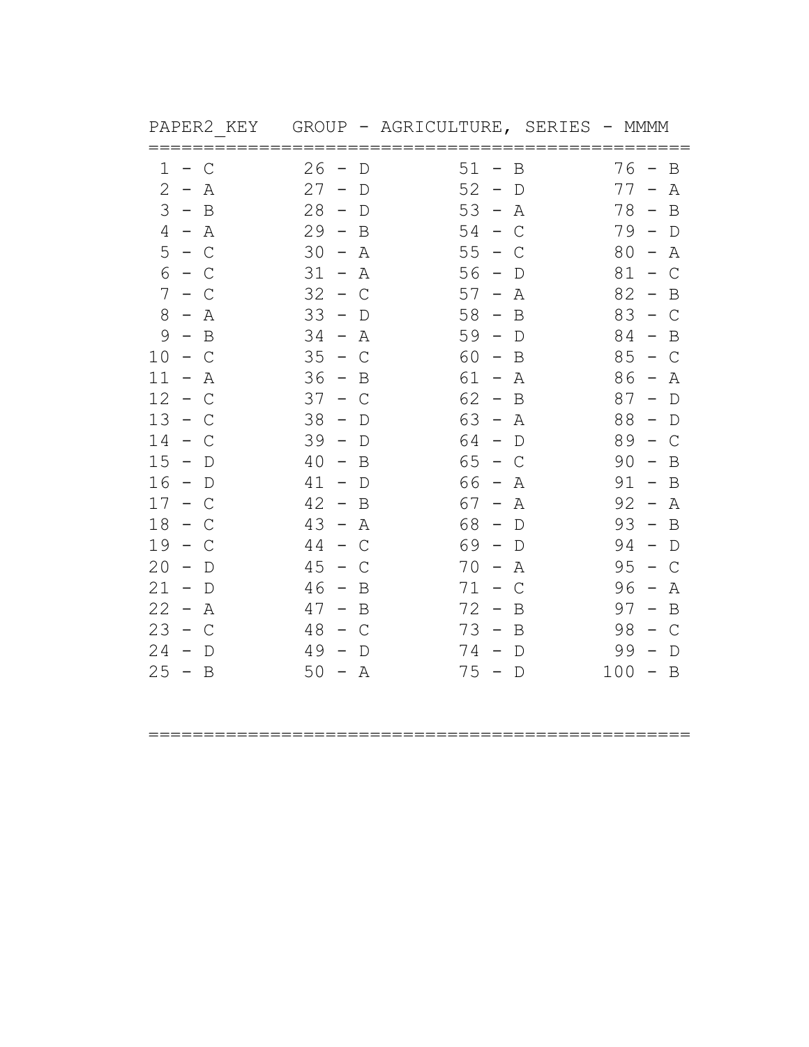PAPER2_KEY GROUP - AGRICULTURE, SERIES - MMMM

| | | | |
|---|---|---|---|
| 1 - C | 26 - D | 51 - B | 76 - B |
| 2 - A | 27 - D | 52 - D | 77 - A |
| 3 - B | 28 - D | 53 - A | 78 - B |
| 4 - A | 29 - B | 54 - C | 79 - D |
| 5 - C | 30 - A | 55 - C | 80 - A |
| 6 - C | 31 - A | 56 - D | 81 - C |
| 7 - C | 32 - C | 57 - A | 82 - B |
| 8 - A | 33 - D | 58 - B | 83 - C |
| 9 - B | 34 - A | 59 - D | 84 - B |
| 10 - C | 35 - C | 60 - B | 85 - C |
| 11 - A | 36 - B | 61 - A | 86 - A |
| 12 - C | 37 - C | 62 - B | 87 - D |
| 13 - C | 38 - D | 63 - A | 88 - D |
| 14 - C | 39 - D | 64 - D | 89 - C |
| 15 - D | 40 - B | 65 - C | 90 - B |
| 16 - D | 41 - D | 66 - A | 91 - B |
| 17 - C | 42 - B | 67 - A | 92 - A |
| 18 - C | 43 - A | 68 - D | 93 - B |
| 19 - C | 44 - C | 69 - D | 94 - D |
| 20 - D | 45 - C | 70 - A | 95 - C |
| 21 - D | 46 - B | 71 - C | 96 - A |
| 22 - A | 47 - B | 72 - B | 97 - B |
| 23 - C | 48 - C | 73 - B | 98 - C |
| 24 - D | 49 - D | 74 - D | 99 - D |
| 25 - B | 50 - A | 75 - D | 100 - B |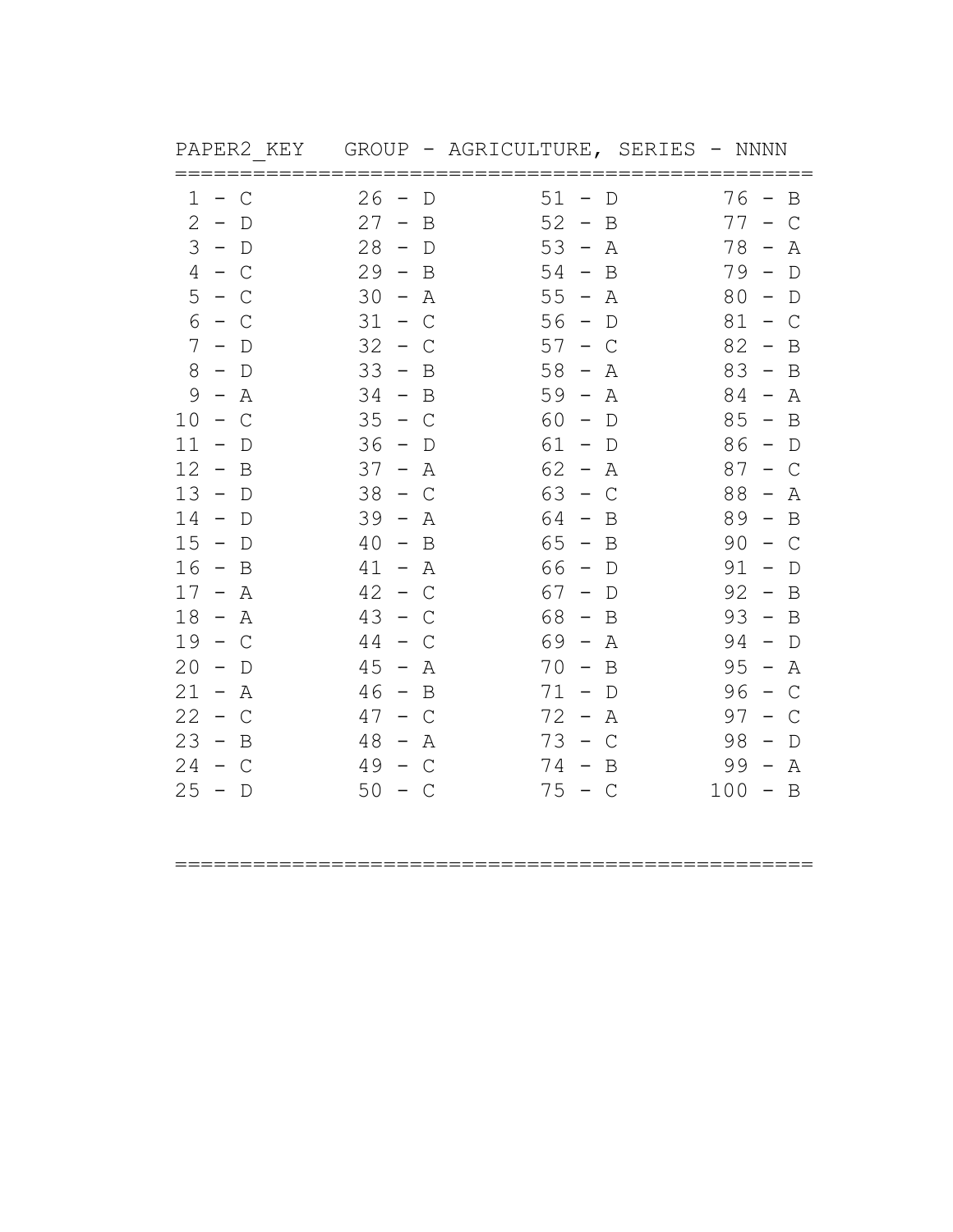PAPER2_KEY   GROUP - AGRICULTURE, SERIES - NNNN

| | | | |
|---|---|---|---|
| 1 - C | 26 - D | 51 - D | 76 - B |
| 2 - D | 27 - B | 52 - B | 77 - C |
| 3 - D | 28 - D | 53 - A | 78 - A |
| 4 - C | 29 - B | 54 - B | 79 - D |
| 5 - C | 30 - A | 55 - A | 80 - D |
| 6 - C | 31 - C | 56 - D | 81 - C |
| 7 - D | 32 - C | 57 - C | 82 - B |
| 8 - D | 33 - B | 58 - A | 83 - B |
| 9 - A | 34 - B | 59 - A | 84 - A |
| 10 - C | 35 - C | 60 - D | 85 - B |
| 11 - D | 36 - D | 61 - D | 86 - D |
| 12 - B | 37 - A | 62 - A | 87 - C |
| 13 - D | 38 - C | 63 - C | 88 - A |
| 14 - D | 39 - A | 64 - B | 89 - B |
| 15 - D | 40 - B | 65 - B | 90 - C |
| 16 - B | 41 - A | 66 - D | 91 - D |
| 17 - A | 42 - C | 67 - D | 92 - B |
| 18 - A | 43 - C | 68 - B | 93 - B |
| 19 - C | 44 - C | 69 - A | 94 - D |
| 20 - D | 45 - A | 70 - B | 95 - A |
| 21 - A | 46 - B | 71 - D | 96 - C |
| 22 - C | 47 - C | 72 - A | 97 - C |
| 23 - B | 48 - A | 73 - C | 98 - D |
| 24 - C | 49 - C | 74 - B | 99 - A |
| 25 - D | 50 - C | 75 - C | 100 - B |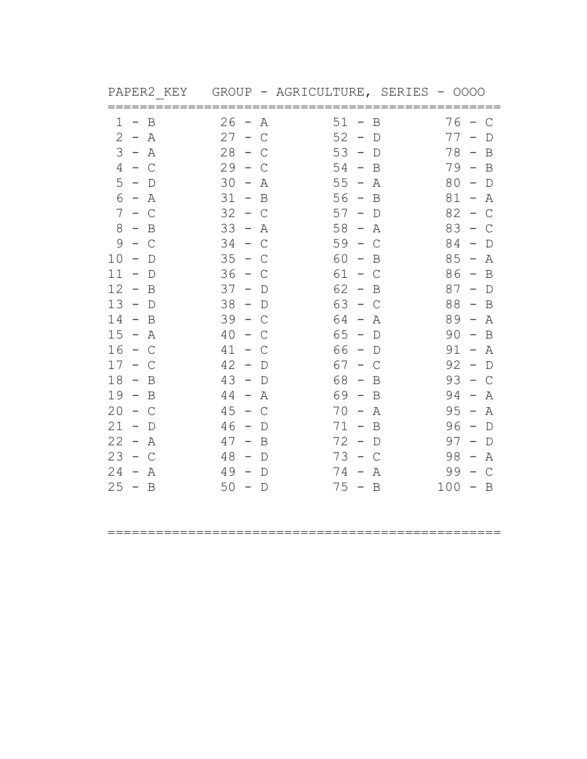PAPER2_KEY GROUP - AGRICULTURE, SERIES - OOOO

| | | | |
|---|---|---|---|
| 1 - B | 26 - A | 51 - B | 76 - C |
| 2 - A | 27 - C | 52 - D | 77 - D |
| 3 - A | 28 - C | 53 - D | 78 - B |
| 4 - C | 29 - C | 54 - B | 79 - B |
| 5 - D | 30 - A | 55 - A | 80 - D |
| 6 - A | 31 - B | 56 - B | 81 - A |
| 7 - C | 32 - C | 57 - D | 82 - C |
| 8 - B | 33 - A | 58 - A | 83 - C |
| 9 - C | 34 - C | 59 - C | 84 - D |
| 10 - D | 35 - C | 60 - B | 85 - A |
| 11 - D | 36 - C | 61 - C | 86 - B |
| 12 - B | 37 - D | 62 - B | 87 - D |
| 13 - D | 38 - D | 63 - C | 88 - B |
| 14 - B | 39 - C | 64 - A | 89 - A |
| 15 - A | 40 - C | 65 - D | 90 - B |
| 16 - C | 41 - C | 66 - D | 91 - A |
| 17 - C | 42 - D | 67 - C | 92 - D |
| 18 - B | 43 - D | 68 - B | 93 - C |
| 19 - B | 44 - A | 69 - B | 94 - A |
| 20 - C | 45 - C | 70 - A | 95 - A |
| 21 - D | 46 - D | 71 - B | 96 - D |
| 22 - A | 47 - B | 72 - D | 97 - D |
| 23 - C | 48 - D | 73 - C | 98 - A |
| 24 - A | 49 - D | 74 - A | 99 - C |
| 25 - B | 50 - D | 75 - B | 100 - B |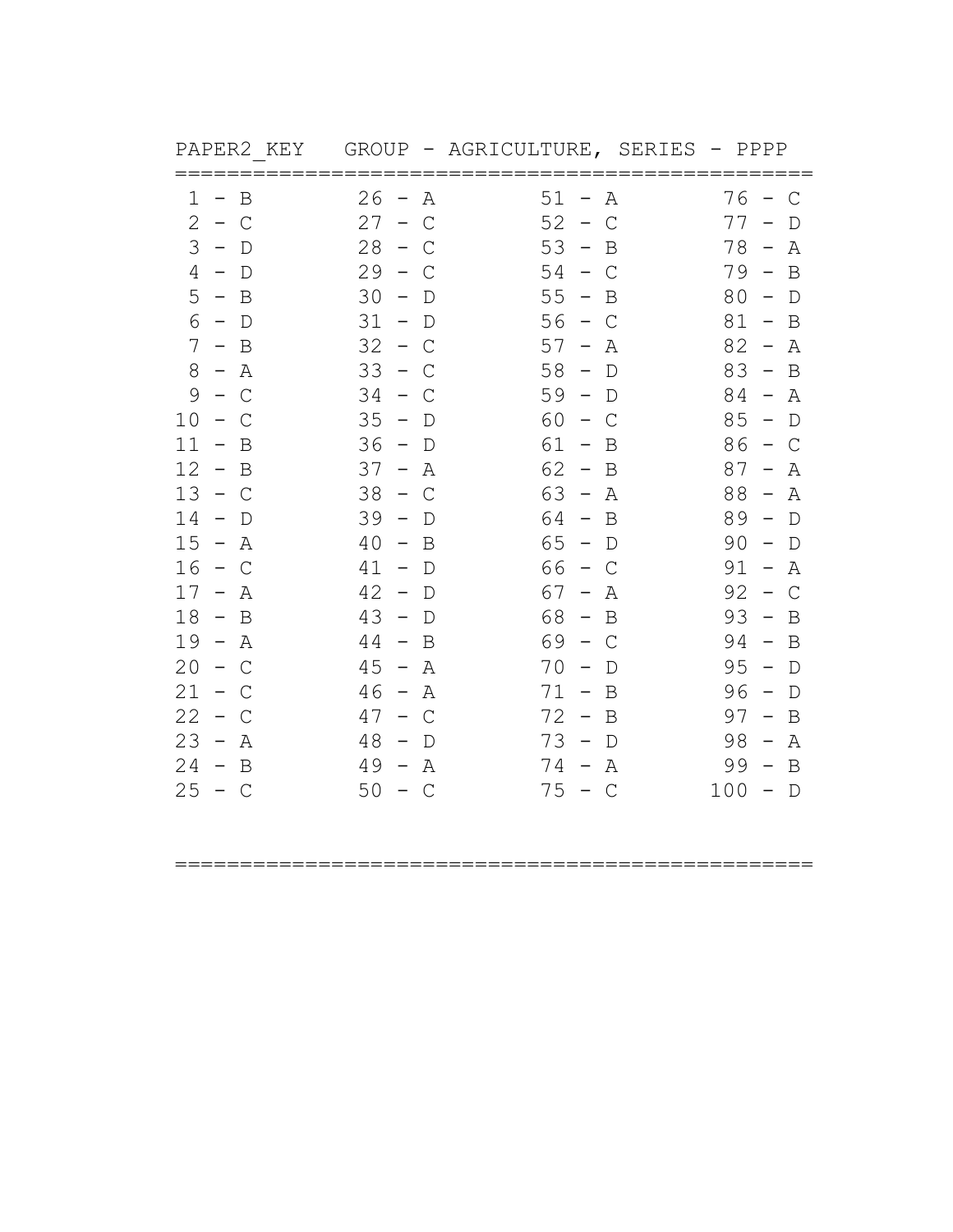PAPER2_KEY GROUP - AGRICULTURE, SERIES - PPPP

| | | | |
|---|---|---|---|
| 1 - B | 26 - A | 51 - A | 76 - C |
| 2 - C | 27 - C | 52 - C | 77 - D |
| 3 - D | 28 - C | 53 - B | 78 - A |
| 4 - D | 29 - C | 54 - C | 79 - B |
| 5 - B | 30 - D | 55 - B | 80 - D |
| 6 - D | 31 - D | 56 - C | 81 - B |
| 7 - B | 32 - C | 57 - A | 82 - A |
| 8 - A | 33 - C | 58 - D | 83 - B |
| 9 - C | 34 - C | 59 - D | 84 - A |
| 10 - C | 35 - D | 60 - C | 85 - D |
| 11 - B | 36 - D | 61 - B | 86 - C |
| 12 - B | 37 - A | 62 - B | 87 - A |
| 13 - C | 38 - C | 63 - A | 88 - A |
| 14 - D | 39 - D | 64 - B | 89 - D |
| 15 - A | 40 - B | 65 - D | 90 - D |
| 16 - C | 41 - D | 66 - C | 91 - A |
| 17 - A | 42 - D | 67 - A | 92 - C |
| 18 - B | 43 - D | 68 - B | 93 - B |
| 19 - A | 44 - B | 69 - C | 94 - B |
| 20 - C | 45 - A | 70 - D | 95 - D |
| 21 - C | 46 - A | 71 - B | 96 - D |
| 22 - C | 47 - C | 72 - B | 97 - B |
| 23 - A | 48 - D | 73 - D | 98 - A |
| 24 - B | 49 - A | 74 - A | 99 - B |
| 25 - C | 50 - C | 75 - C | 100 - D |